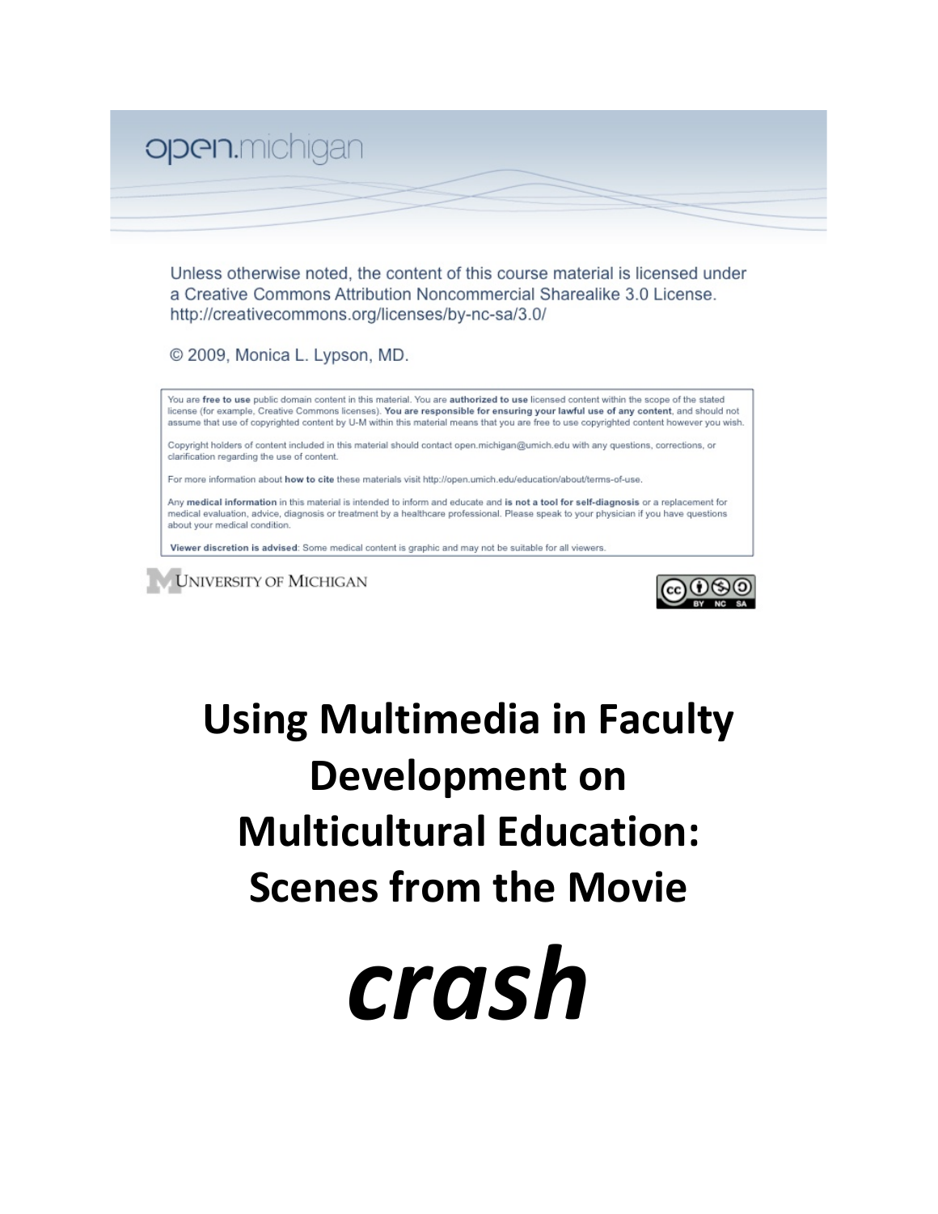open.michigan

Unless otherwise noted, the content of this course material is licensed under a Creative Commons Attribution Noncommercial Sharealike 3.0 License. http://creativecommons.org/licenses/by-nc-sa/3.0/

© 2009, Monica L. Lypson, MD.

You are **free to use** public domain content in this material. You are **authorized to use** licensed content within the scope of the stated license (for example, Creative Commons licenses). **You are responsible for ensuring your lawful use of any content**, and should not assume that use of copyrighted content by U-M within this material means that you are free to use copyrighted content however you wish.

Copyright holders of content included in this material should contact open.michigan@umich.edu with any questions, corrections, or clarification regarding the use of content.

For more information about **how to cite** these materials visit http://open.umich.edu/education/about/terms-of-use.

Any **medical information** in this material is intended to inform and educate and **is not a tool for self-diagnosis** or a replacement for medical evaluation, advice, diagnosis or treatment by a healthcare professional. Please speak to your physician if you have questions about your medical condition.

**Viewer discretion is advised**: Some medical content is graphic and may not be suitable for all viewers.

University of Michigan

# Using Multimedia in Faculty Development on Multicultural Education: Scenes from the Movie

# *crash*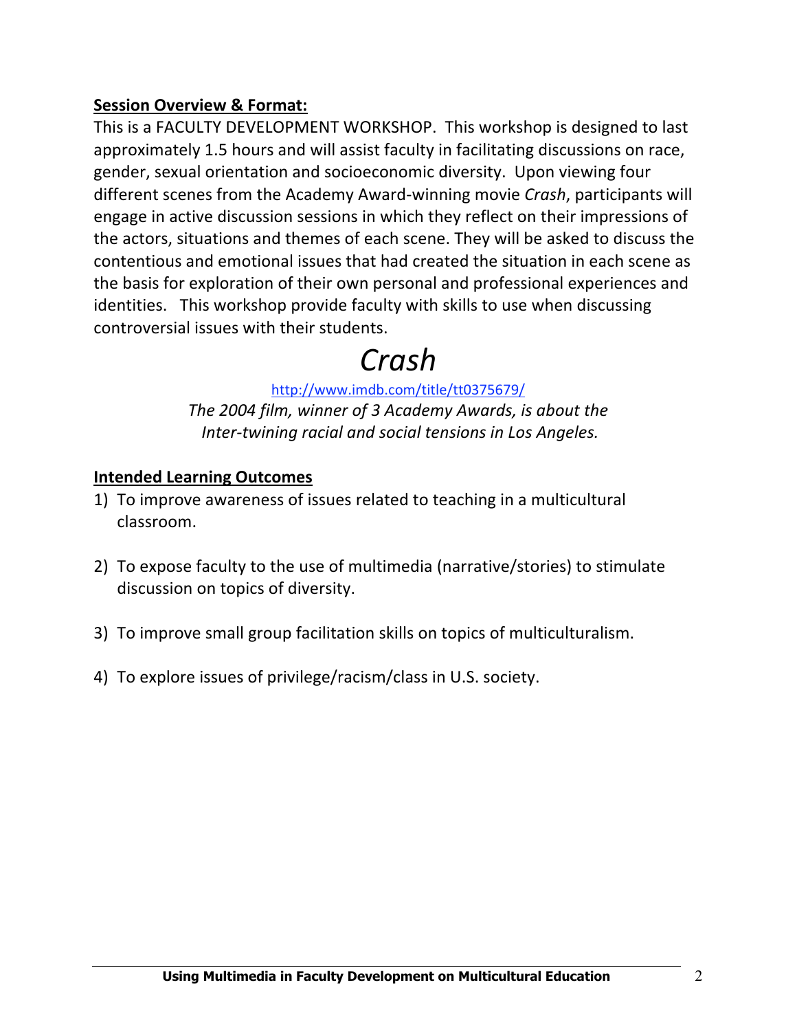**Session Overview & Format:**

This is a FACULTY DEVELOPMENT WORKSHOP. This workshop is designed to last approximately 1.5 hours and will assist faculty in facilitating discussions on race, gender, sexual orientation and socioeconomic diversity. Upon viewing four different scenes from the Academy Award-winning movie *Crash*, participants will engage in active discussion sessions in which they reflect on their impressions of the actors, situations and themes of each scene. They will be asked to discuss the contentious and emotional issues that had created the situation in each scene as the basis for exploration of their own personal and professional experiences and identities. This workshop provide faculty with skills to use when discussing controversial issues with their students.

# *Crash*

http://www.imdb.com/title/tt0375679/

*The 2004 film, winner of 3 Academy Awards, is about the Inter-twining racial and social tensions in Los Angeles.*

**Intended Learning Outcomes**

1) To improve awareness of issues related to teaching in a multicultural classroom.

2) To expose faculty to the use of multimedia (narrative/stories) to stimulate discussion on topics of diversity.

3) To improve small group facilitation skills on topics of multiculturalism.

4) To explore issues of privilege/racism/class in U.S. society.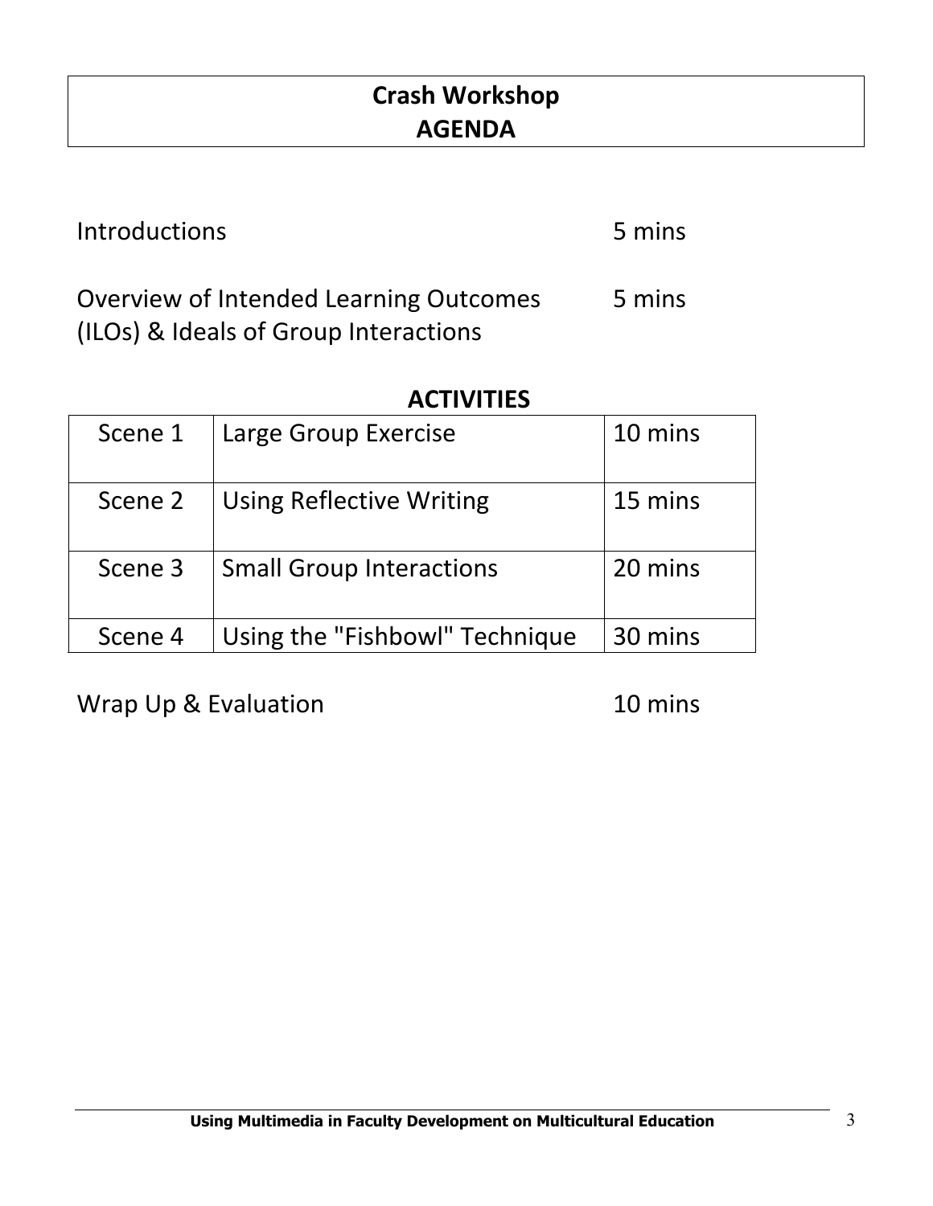# Crash Workshop
# AGENDA

Introductions 5 mins

Overview of Intended Learning Outcomes (ILOs) & Ideals of Group Interactions 5 mins

## ACTIVITIES

| Scene 1 | Large Group Exercise | 10 mins |
|---|---|---|
| Scene 2 | Using Reflective Writing | 15 mins |
| Scene 3 | Small Group Interactions | 20 mins |
| Scene 4 | Using the "Fishbowl" Technique | 30 mins |

Wrap Up & Evaluation 10 mins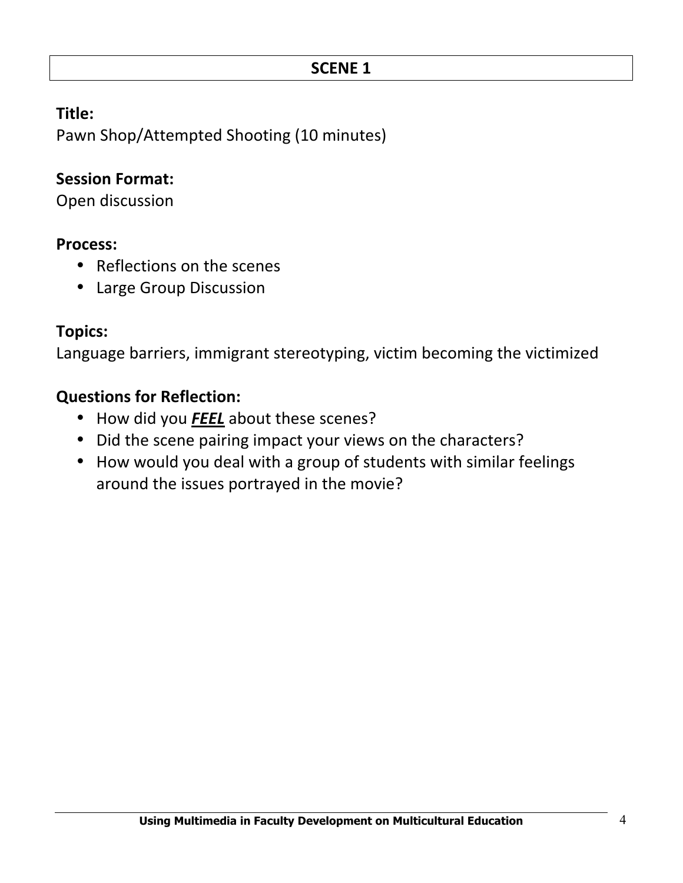## SCENE 1

**Title:**

Pawn Shop/Attempted Shooting (10 minutes)

**Session Format:**

Open discussion

**Process:**

- Reflections on the scenes
- Large Group Discussion

**Topics:**

Language barriers, immigrant stereotyping, victim becoming the victimized

**Questions for Reflection:**

- How did you ***FEEL*** about these scenes?
- Did the scene pairing impact your views on the characters?
- How would you deal with a group of students with similar feelings around the issues portrayed in the movie?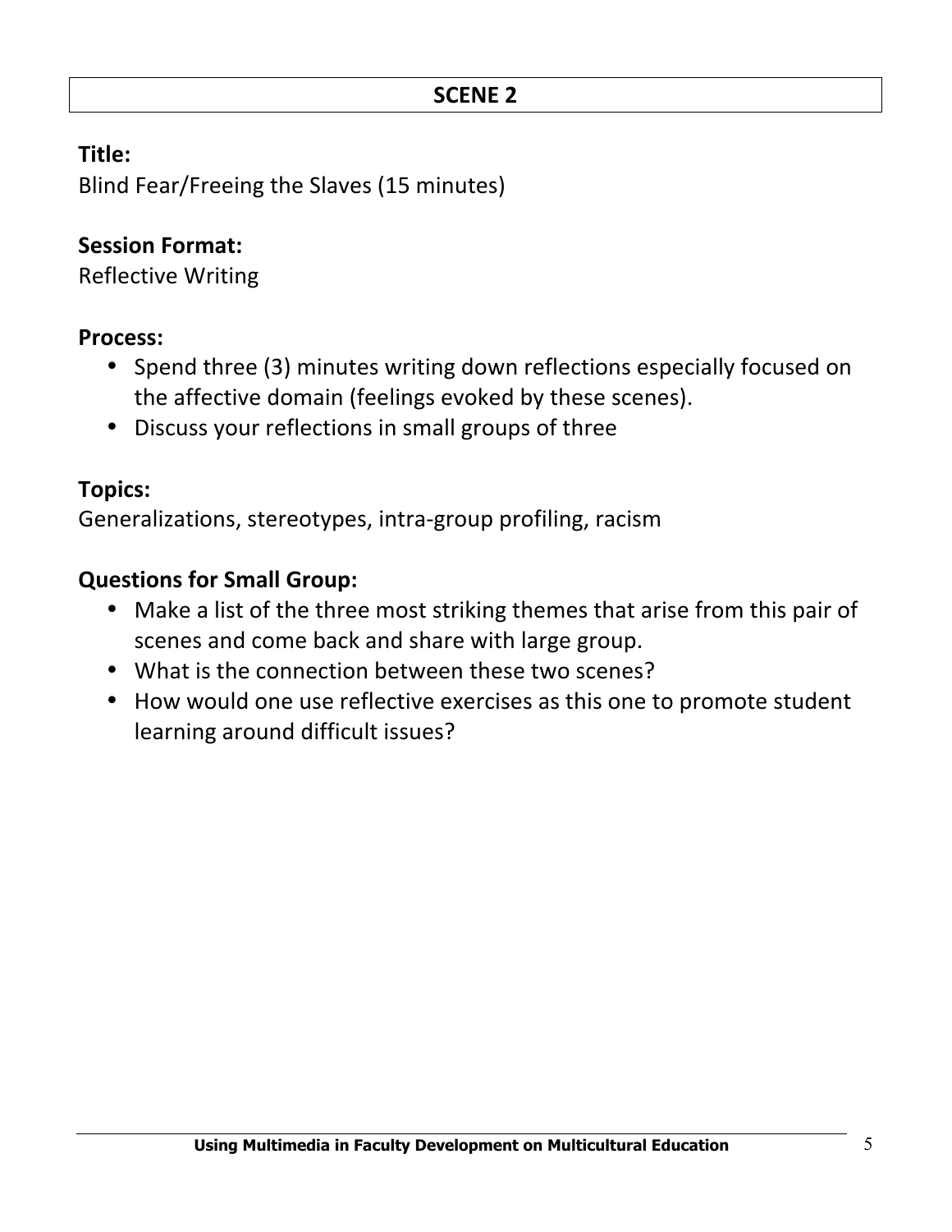## SCENE 2

**Title:**
Blind Fear/Freeing the Slaves (15 minutes)

**Session Format:**
Reflective Writing

**Process:**

- Spend three (3) minutes writing down reflections especially focused on the affective domain (feelings evoked by these scenes).
- Discuss your reflections in small groups of three

**Topics:**
Generalizations, stereotypes, intra-group profiling, racism

**Questions for Small Group:**

- Make a list of the three most striking themes that arise from this pair of scenes and come back and share with large group.
- What is the connection between these two scenes?
- How would one use reflective exercises as this one to promote student learning around difficult issues?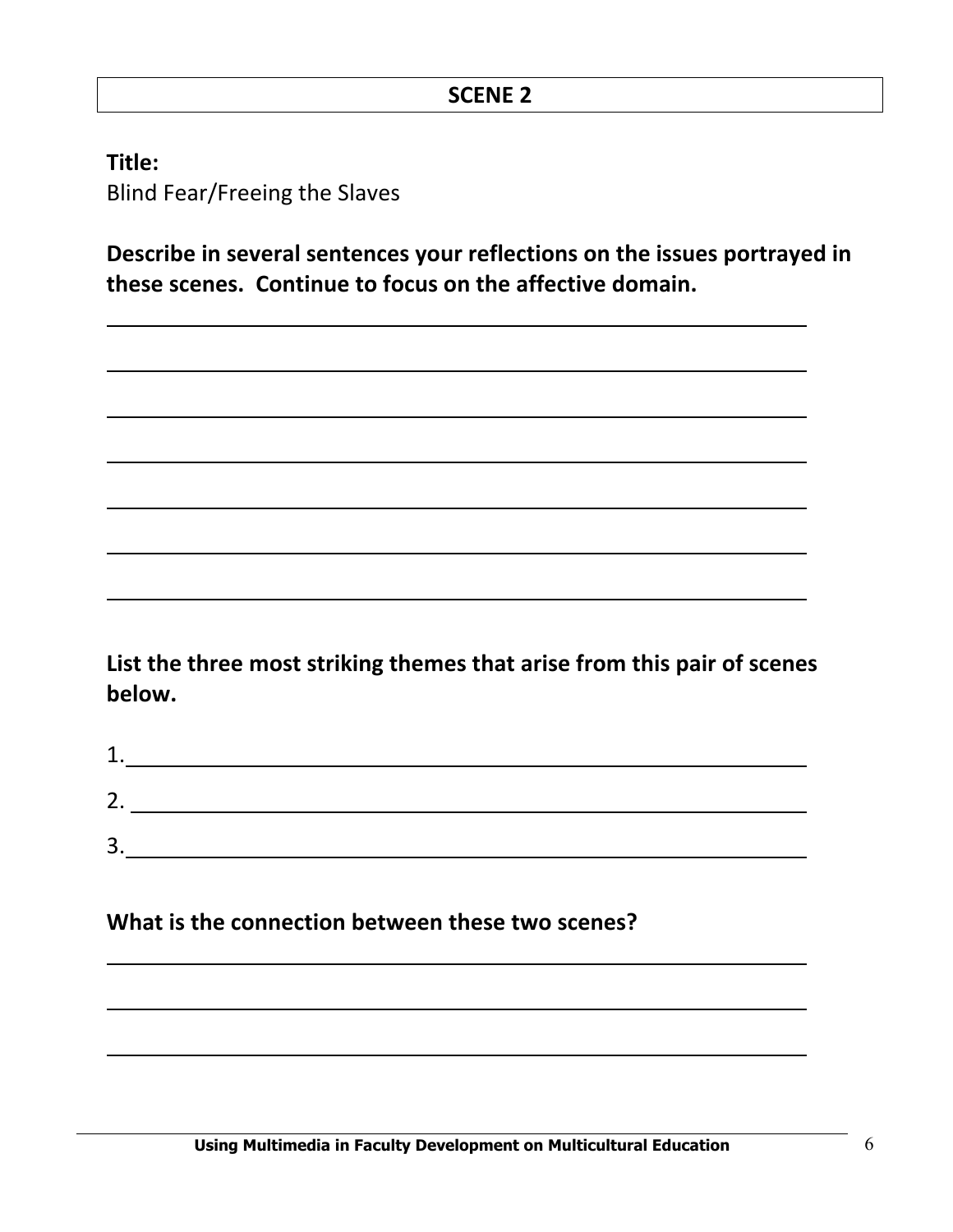## SCENE 2

**Title:**
Blind Fear/Freeing the Slaves

**Describe in several sentences your reflections on the issues portrayed in these scenes. Continue to focus on the affective domain.**

______________________________________________________________

______________________________________________________________

______________________________________________________________

______________________________________________________________

______________________________________________________________

______________________________________________________________

______________________________________________________________

**List the three most striking themes that arise from this pair of scenes below.**

1. ____________________________________________________________

2. ____________________________________________________________

3. ____________________________________________________________

**What is the connection between these two scenes?**

______________________________________________________________

______________________________________________________________

______________________________________________________________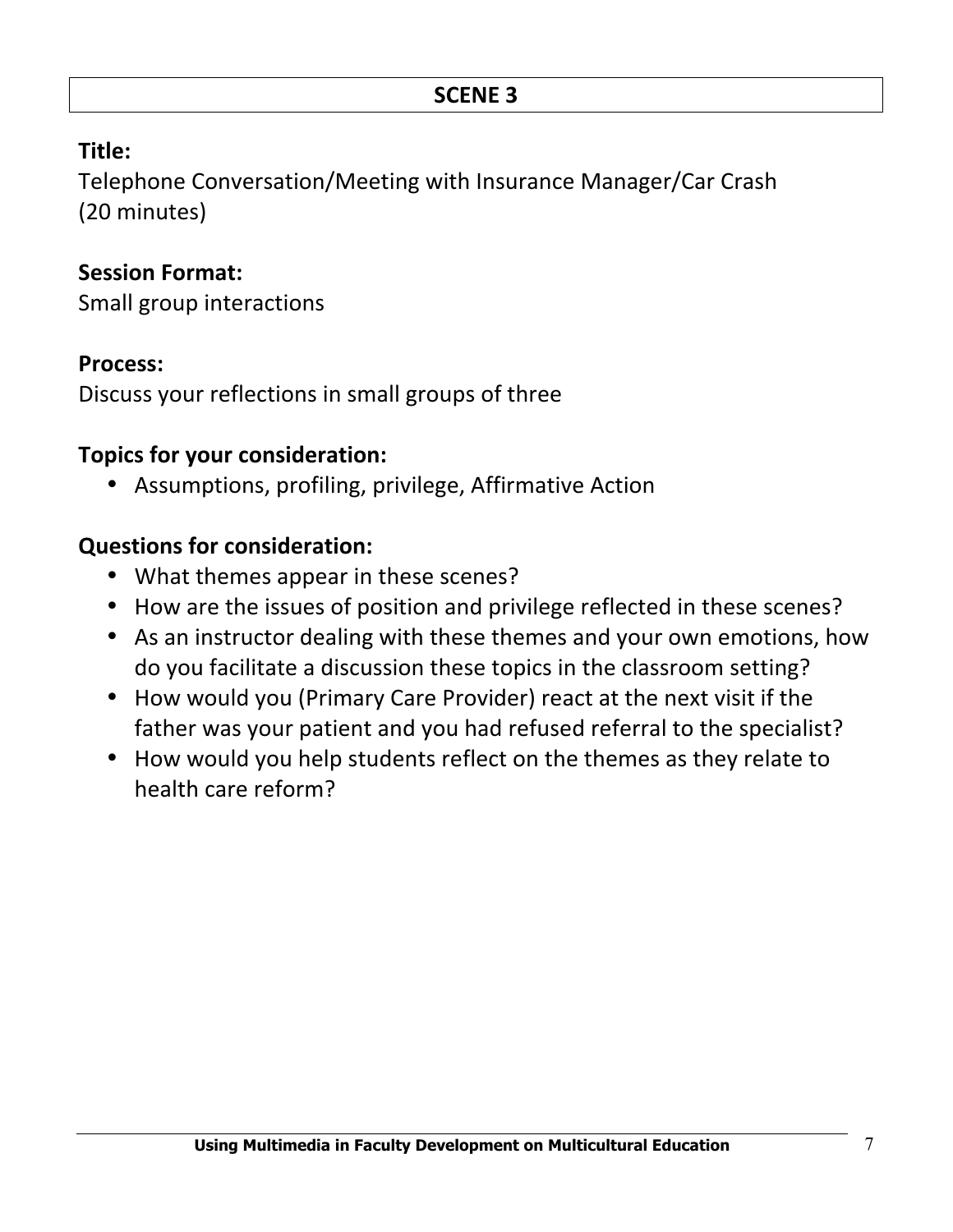## SCENE 3

**Title:**
Telephone Conversation/Meeting with Insurance Manager/Car Crash (20 minutes)

**Session Format:**
Small group interactions

**Process:**
Discuss your reflections in small groups of three

**Topics for your consideration:**

- Assumptions, profiling, privilege, Affirmative Action

**Questions for consideration:**

- What themes appear in these scenes?
- How are the issues of position and privilege reflected in these scenes?
- As an instructor dealing with these themes and your own emotions, how do you facilitate a discussion these topics in the classroom setting?
- How would you (Primary Care Provider) react at the next visit if the father was your patient and you had refused referral to the specialist?
- How would you help students reflect on the themes as they relate to health care reform?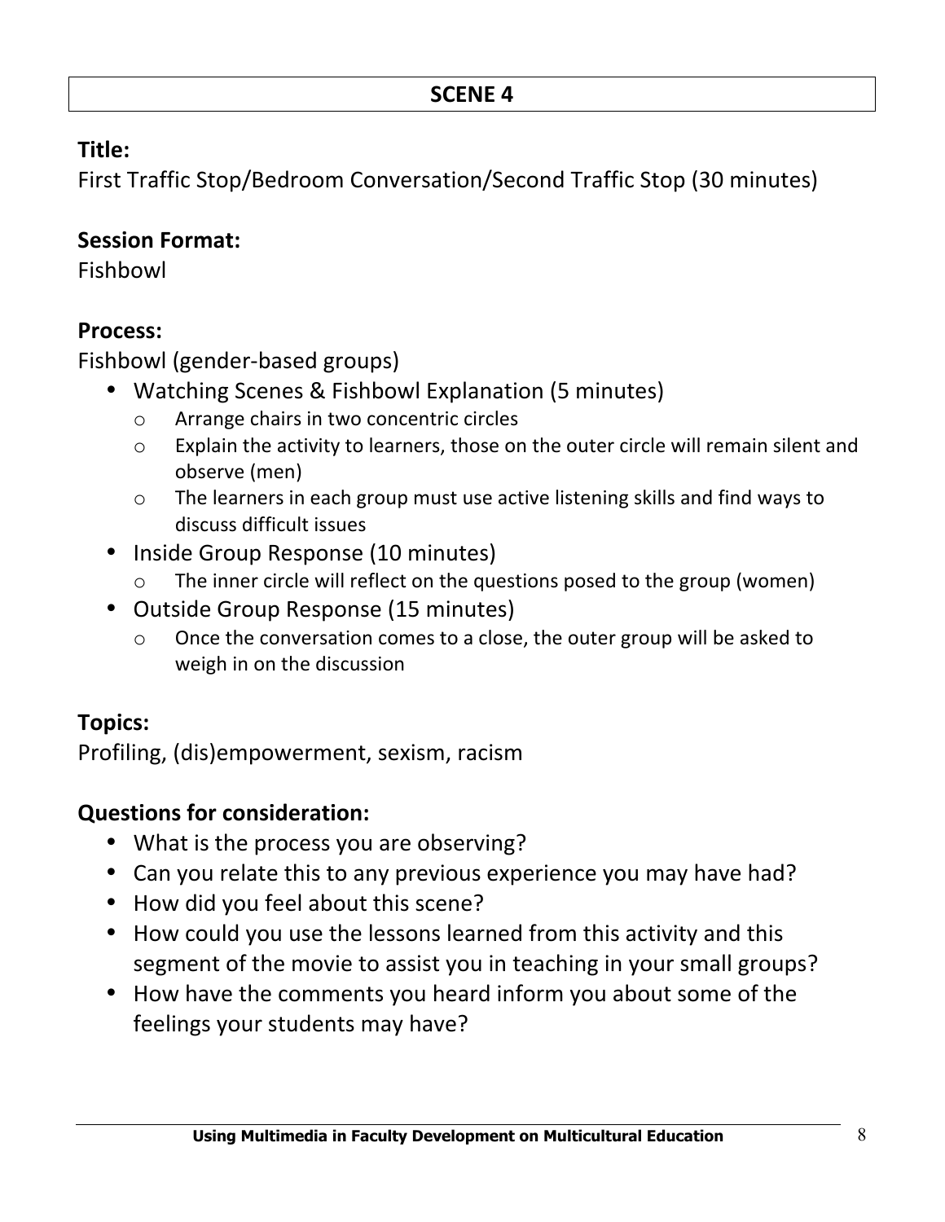## SCENE 4

**Title:**
First Traffic Stop/Bedroom Conversation/Second Traffic Stop (30 minutes)

**Session Format:**
Fishbowl

**Process:**
Fishbowl (gender-based groups)

- Watching Scenes & Fishbowl Explanation (5 minutes)
    - Arrange chairs in two concentric circles
    - Explain the activity to learners, those on the outer circle will remain silent and observe (men)
    - The learners in each group must use active listening skills and find ways to discuss difficult issues
- Inside Group Response (10 minutes)
    - The inner circle will reflect on the questions posed to the group (women)
- Outside Group Response (15 minutes)
    - Once the conversation comes to a close, the outer group will be asked to weigh in on the discussion

**Topics:**
Profiling, (dis)empowerment, sexism, racism

**Questions for consideration:**

- What is the process you are observing?
- Can you relate this to any previous experience you may have had?
- How did you feel about this scene?
- How could you use the lessons learned from this activity and this segment of the movie to assist you in teaching in your small groups?
- How have the comments you heard inform you about some of the feelings your students may have?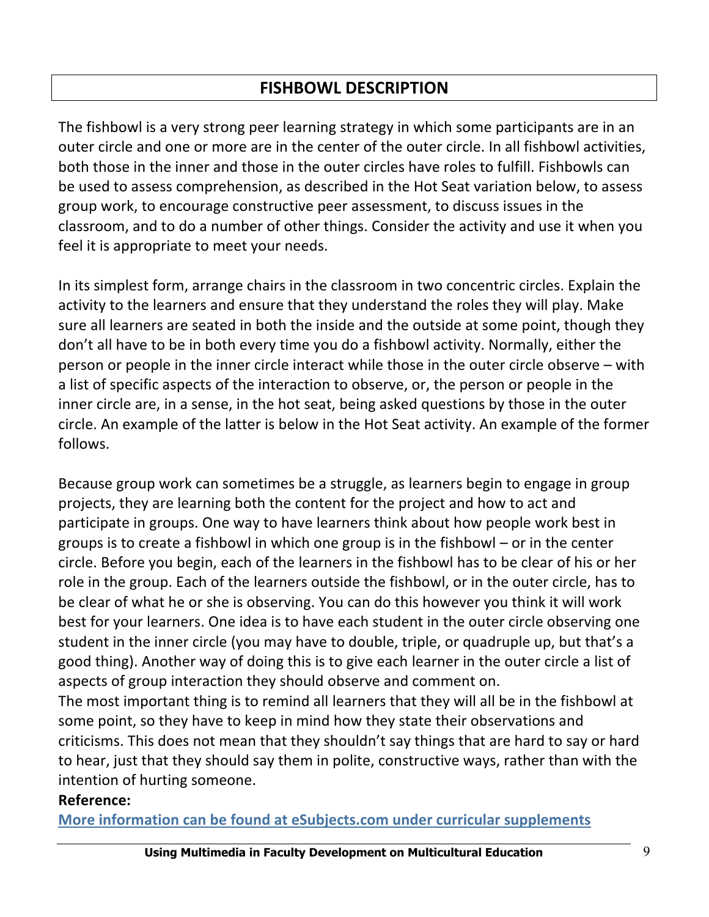# FISHBOWL DESCRIPTION

The fishbowl is a very strong peer learning strategy in which some participants are in an outer circle and one or more are in the center of the outer circle. In all fishbowl activities, both those in the inner and those in the outer circles have roles to fulfill. Fishbowls can be used to assess comprehension, as described in the Hot Seat variation below, to assess group work, to encourage constructive peer assessment, to discuss issues in the classroom, and to do a number of other things. Consider the activity and use it when you feel it is appropriate to meet your needs.

In its simplest form, arrange chairs in the classroom in two concentric circles. Explain the activity to the learners and ensure that they understand the roles they will play. Make sure all learners are seated in both the inside and the outside at some point, though they don't all have to be in both every time you do a fishbowl activity. Normally, either the person or people in the inner circle interact while those in the outer circle observe – with a list of specific aspects of the interaction to observe, or, the person or people in the inner circle are, in a sense, in the hot seat, being asked questions by those in the outer circle. An example of the latter is below in the Hot Seat activity. An example of the former follows.

Because group work can sometimes be a struggle, as learners begin to engage in group projects, they are learning both the content for the project and how to act and participate in groups. One way to have learners think about how people work best in groups is to create a fishbowl in which one group is in the fishbowl – or in the center circle. Before you begin, each of the learners in the fishbowl has to be clear of his or her role in the group. Each of the learners outside the fishbowl, or in the outer circle, has to be clear of what he or she is observing. You can do this however you think it will work best for your learners. One idea is to have each student in the outer circle observing one student in the inner circle (you may have to double, triple, or quadruple up, but that's a good thing). Another way of doing this is to give each learner in the outer circle a list of aspects of group interaction they should observe and comment on.

The most important thing is to remind all learners that they will all be in the fishbowl at some point, so they have to keep in mind how they state their observations and criticisms. This does not mean that they shouldn't say things that are hard to say or hard to hear, just that they should say them in polite, constructive ways, rather than with the intention of hurting someone.

**Reference:**

More information can be found at eSubjects.com under curricular supplements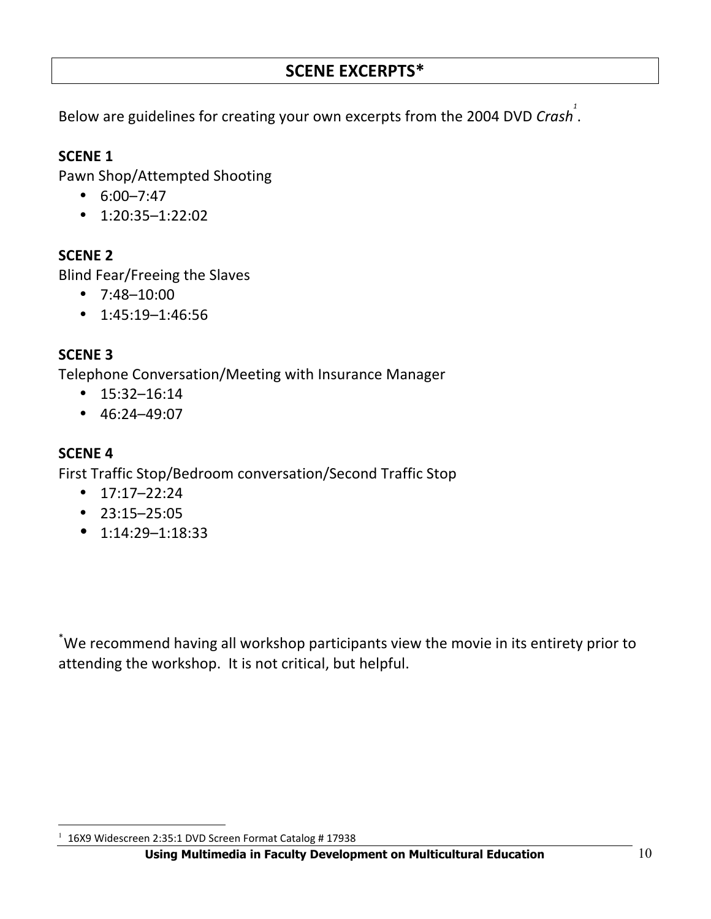## SCENE EXCERPTS*

Below are guidelines for creating your own excerpts from the 2004 DVD *Crash*[1].

**SCENE 1**
Pawn Shop/Attempted Shooting

- 6:00–7:47
- 1:20:35–1:22:02

**SCENE 2**
Blind Fear/Freeing the Slaves

- 7:48–10:00
- 1:45:19–1:46:56

**SCENE 3**
Telephone Conversation/Meeting with Insurance Manager

- 15:32–16:14
- 46:24–49:07

**SCENE 4**
First Traffic Stop/Bedroom conversation/Second Traffic Stop

- 17:17–22:24
- 23:15–25:05
- 1:14:29–1:18:33

*We recommend having all workshop participants view the movie in its entirety prior to attending the workshop. It is not critical, but helpful.

[1] 16X9 Widescreen 2:35:1 DVD Screen Format Catalog # 17938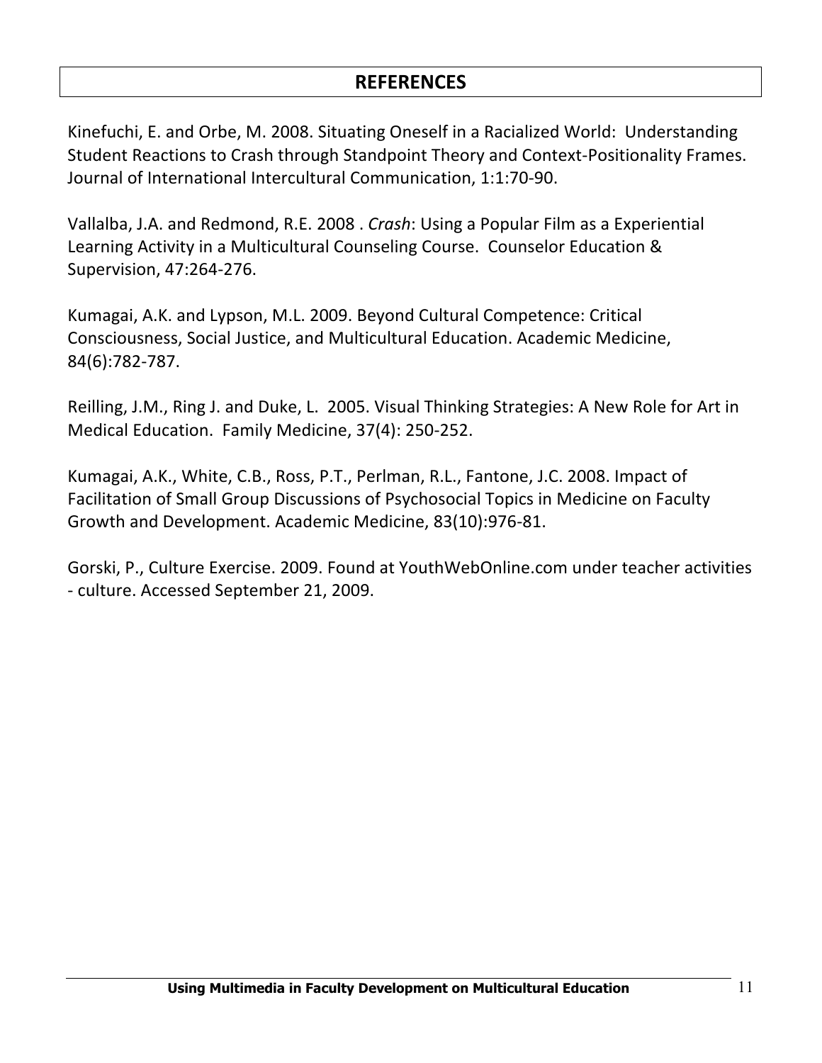# REFERENCES

Kinefuchi, E. and Orbe, M. 2008. Situating Oneself in a Racialized World: Understanding Student Reactions to Crash through Standpoint Theory and Context-Positionality Frames. Journal of International Intercultural Communication, 1:1:70-90.

Vallalba, J.A. and Redmond, R.E. 2008 . *Crash*: Using a Popular Film as a Experiential Learning Activity in a Multicultural Counseling Course. Counselor Education & Supervision, 47:264-276.

Kumagai, A.K. and Lypson, M.L. 2009. Beyond Cultural Competence: Critical Consciousness, Social Justice, and Multicultural Education. Academic Medicine, 84(6):782-787.

Reilling, J.M., Ring J. and Duke, L. 2005. Visual Thinking Strategies: A New Role for Art in Medical Education. Family Medicine, 37(4): 250-252.

Kumagai, A.K., White, C.B., Ross, P.T., Perlman, R.L., Fantone, J.C. 2008. Impact of Facilitation of Small Group Discussions of Psychosocial Topics in Medicine on Faculty Growth and Development. Academic Medicine, 83(10):976-81.

Gorski, P., Culture Exercise. 2009. Found at YouthWebOnline.com under teacher activities - culture. Accessed September 21, 2009.